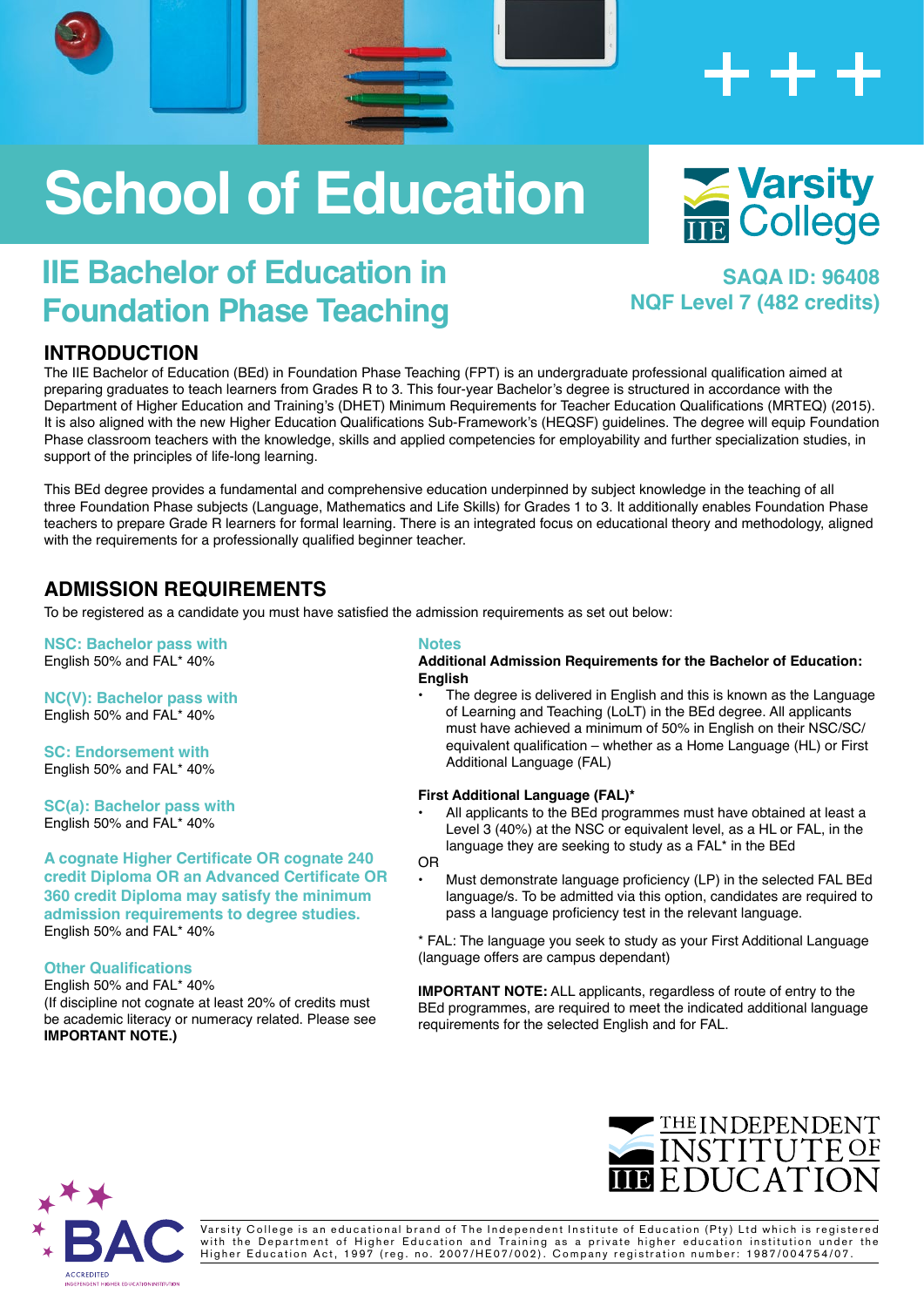# School of Education

## IIE Bachelor of Education in Foundation Phase Teaching

**SAQA ID: 96408**
**NQF Level 7 (482 credits)**

## INTRODUCTION

The IIE Bachelor of Education (BEd) in Foundation Phase Teaching (FPT) is an undergraduate professional qualification aimed at preparing graduates to teach learners from Grades R to 3. This four-year Bachelor's degree is structured in accordance with the Department of Higher Education and Training's (DHET) Minimum Requirements for Teacher Education Qualifications (MRTEQ) (2015). It is also aligned with the new Higher Education Qualifications Sub-Framework's (HEQSF) guidelines. The degree will equip Foundation Phase classroom teachers with the knowledge, skills and applied competencies for employability and further specialization studies, in support of the principles of life-long learning.

This BEd degree provides a fundamental and comprehensive education underpinned by subject knowledge in the teaching of all three Foundation Phase subjects (Language, Mathematics and Life Skills) for Grades 1 to 3. It additionally enables Foundation Phase teachers to prepare Grade R learners for formal learning. There is an integrated focus on educational theory and methodology, aligned with the requirements for a professionally qualified beginner teacher.

## ADMISSION REQUIREMENTS

To be registered as a candidate you must have satisfied the admission requirements as set out below:

**NSC: Bachelor pass with**
English 50% and FAL* 40%

**NC(V): Bachelor pass with**
English 50% and FAL* 40%

**SC: Endorsement with**
English 50% and FAL* 40%

**SC(a): Bachelor pass with**
English 50% and FAL* 40%

**A cognate Higher Certificate OR cognate 240 credit Diploma OR an Advanced Certificate OR 360 credit Diploma may satisfy the minimum admission requirements to degree studies.**
English 50% and FAL* 40%

**Other Qualifications**
English 50% and FAL* 40%
(If discipline not cognate at least 20% of credits must be academic literacy or numeracy related. Please see **IMPORTANT NOTE.)**

### Notes

**Additional Admission Requirements for the Bachelor of Education: English**

- The degree is delivered in English and this is known as the Language of Learning and Teaching (LoLT) in the BEd degree. All applicants must have achieved a minimum of 50% in English on their NSC/SC/equivalent qualification – whether as a Home Language (HL) or First Additional Language (FAL)

**First Additional Language (FAL)***

- All applicants to the BEd programmes must have obtained at least a Level 3 (40%) at the NSC or equivalent level, as a HL or FAL, in the language they are seeking to study as a FAL* in the BEd

OR

- Must demonstrate language proficiency (LP) in the selected FAL BEd language/s. To be admitted via this option, candidates are required to pass a language proficiency test in the relevant language.

* FAL: The language you seek to study as your First Additional Language (language offers are campus dependant)

**IMPORTANT NOTE:** ALL applicants, regardless of route of entry to the BEd programmes, are required to meet the indicated additional language requirements for the selected English and for FAL.

Varsity College is an educational brand of The Independent Institute of Education (Pty) Ltd which is registered with the Department of Higher Education and Training as a private higher education institution under the Higher Education Act, 1997 (reg. no. 2007/HE07/002). Company registration number: 1987/004754/07.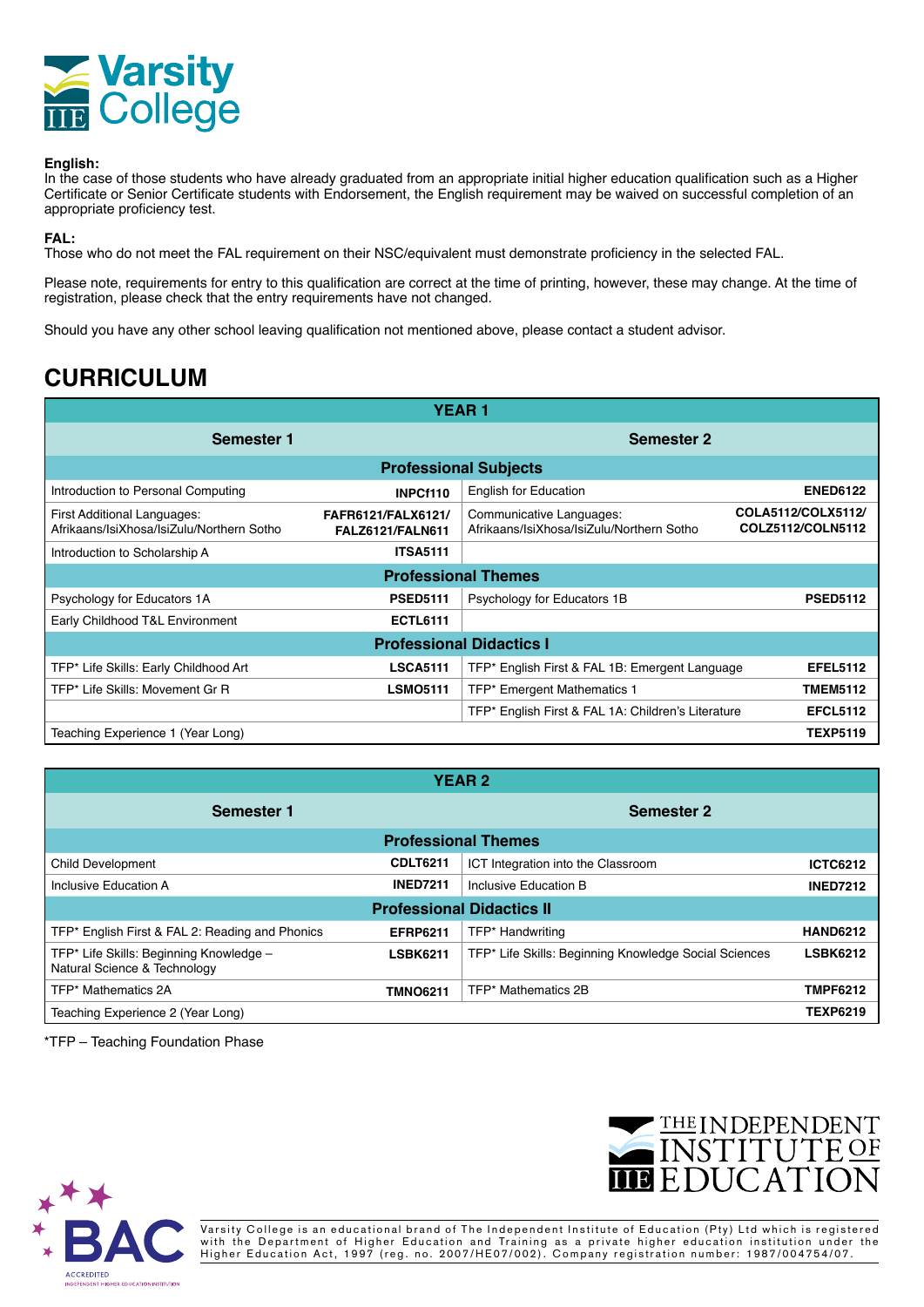**English:**
In the case of those students who have already graduated from an appropriate initial higher education qualification such as a Higher Certificate or Senior Certificate students with Endorsement, the English requirement may be waived on successful completion of an appropriate proficiency test.

**FAL:**
Those who do not meet the FAL requirement on their NSC/equivalent must demonstrate proficiency in the selected FAL.

Please note, requirements for entry to this qualification are correct at the time of printing, however, these may change. At the time of registration, please check that the entry requirements have not changed.

Should you have any other school leaving qualification not mentioned above, please contact a student advisor.

## CURRICULUM

| YEAR 1 | | | |
|---|---|---|---|
| **Semester 1** | | **Semester 2** | |
| **Professional Subjects** | | | |
| Introduction to Personal Computing | **INPCf110** | English for Education | **ENED6122** |
| First Additional Languages: Afrikaans/IsiXhosa/IsiZulu/Northern Sotho | **FAFR6121/FALX6121/ FALZ6121/FALN611** | Communicative Languages: Afrikaans/IsiXhosa/IsiZulu/Northern Sotho | **COLA5112/COLX5112/ COLZ5112/COLN5112** |
| Introduction to Scholarship A | **ITSA5111** | | |
| **Professional Themes** | | | |
| Psychology for Educators 1A | **PSED5111** | Psychology for Educators 1B | **PSED5112** |
| Early Childhood T&L Environment | **ECTL6111** | | |
| **Professional Didactics I** | | | |
| TFP* Life Skills: Early Childhood Art | **LSCA5111** | TFP* English First & FAL 1B: Emergent Language | **EFEL5112** |
| TFP* Life Skills: Movement Gr R | **LSMO5111** | TFP* Emergent Mathematics 1 | **TMEM5112** |
| | | TFP* English First & FAL 1A: Children's Literature | **EFCL5112** |
| Teaching Experience 1 (Year Long) | | | **TEXP5119** |

| YEAR 2 | | | |
|---|---|---|---|
| **Semester 1** | | **Semester 2** | |
| **Professional Themes** | | | |
| Child Development | **CDLT6211** | ICT Integration into the Classroom | **ICTC6212** |
| Inclusive Education A | **INED7211** | Inclusive Education B | **INED7212** |
| **Professional Didactics II** | | | |
| TFP* English First & FAL 2: Reading and Phonics | **EFRP6211** | TFP* Handwriting | **HAND6212** |
| TFP* Life Skills: Beginning Knowledge – Natural Science & Technology | **LSBK6211** | TFP* Life Skills: Beginning Knowledge Social Sciences | **LSBK6212** |
| TFP* Mathematics 2A | **TMNO6211** | TFP* Mathematics 2B | **TMPF6212** |
| Teaching Experience 2 (Year Long) | | | **TEXP6219** |

*TFP – Teaching Foundation Phase

Varsity College is an educational brand of The Independent Institute of Education (Pty) Ltd which is registered with the Department of Higher Education and Training as a private higher education institution under the Higher Education Act, 1997 (reg. no. 2007/HE07/002). Company registration number: 1987/004754/07.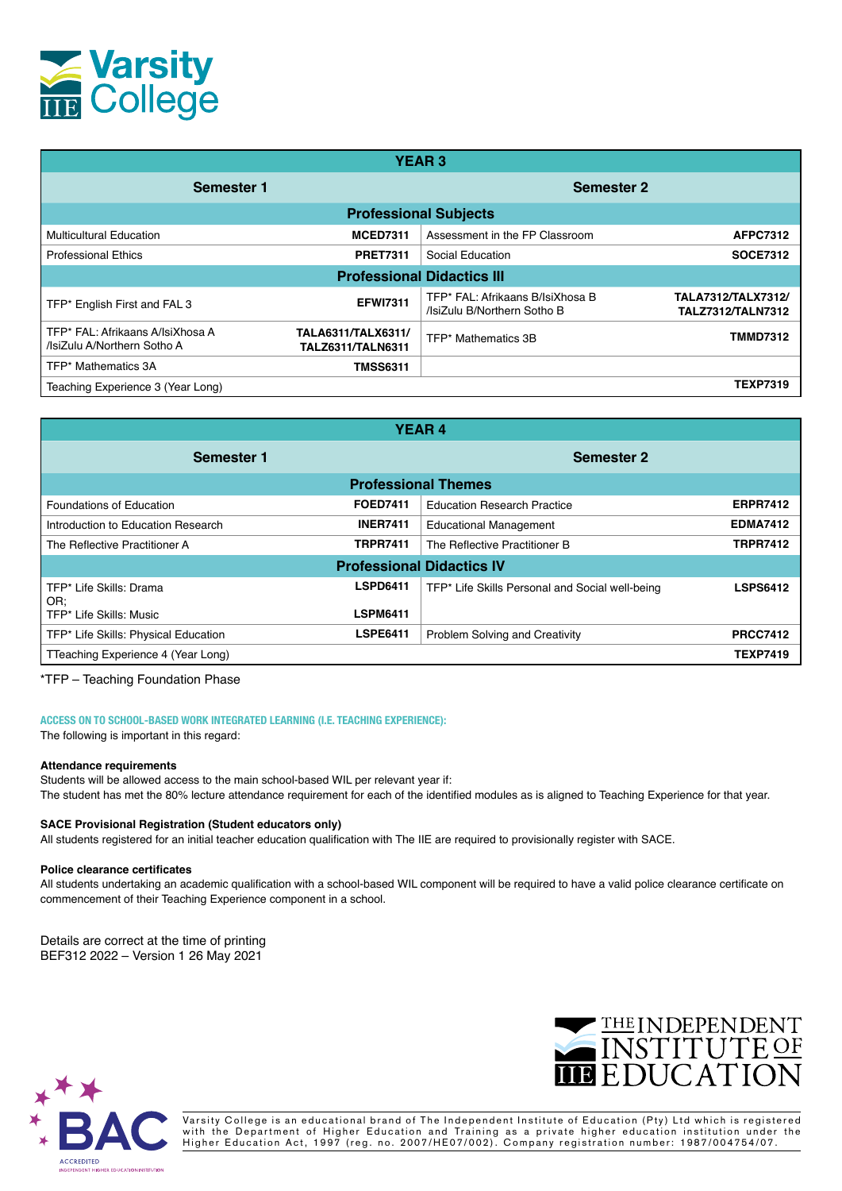| YEAR 3 | | | |
|---|---|---|---|
| **Semester 1** | | **Semester 2** | |
| **Professional Subjects** | | | |
| Multicultural Education | **MCED7311** | Assessment in the FP Classroom | **AFPC7312** |
| Professional Ethics | **PRET7311** | Social Education | **SOCE7312** |
| **Professional Didactics III** | | | |
| TFP* English First and FAL 3 | **EFWI7311** | TFP* FAL: Afrikaans B/IsiXhosa B /IsiZulu B/Northern Sotho B | **TALA7312/TALX7312/ TALZ7312/TALN7312** |
| TFP* FAL: Afrikaans A/IsiXhosa A /IsiZulu A/Northern Sotho A | **TALA6311/TALX6311/ TALZ6311/TALN6311** | TFP* Mathematics 3B | **TMMD7312** |
| TFP* Mathematics 3A | **TMSS6311** | | |
| Teaching Experience 3 (Year Long) | | | **TEXP7319** |

| YEAR 4 | | | |
|---|---|---|---|
| **Semester 1** | | **Semester 2** | |
| **Professional Themes** | | | |
| Foundations of Education | **FOED7411** | Education Research Practice | **ERPR7412** |
| Introduction to Education Research | **INER7411** | Educational Management | **EDMA7412** |
| The Reflective Practitioner A | **TRPR7411** | The Reflective Practitioner B | **TRPR7412** |
| **Professional Didactics IV** | | | |
| TFP* Life Skills: Drama OR; TFP* Life Skills: Music | **LSPD6411** **LSPM6411** | TFP* Life Skills Personal and Social well-being | **LSPS6412** |
| TFP* Life Skills: Physical Education | **LSPE6411** | Problem Solving and Creativity | **PRCC7412** |
| TTeaching Experience 4 (Year Long) | | | **TEXP7419** |

*TFP – Teaching Foundation Phase

**ACCESS ON TO SCHOOL-BASED WORK INTEGRATED LEARNING (I.E. TEACHING EXPERIENCE):**

The following is important in this regard:

**Attendance requirements**

Students will be allowed access to the main school-based WIL per relevant year if:
The student has met the 80% lecture attendance requirement for each of the identified modules as is aligned to Teaching Experience for that year.

**SACE Provisional Registration (Student educators only)**

All students registered for an initial teacher education qualification with The IIE are required to provisionally register with SACE.

**Police clearance certificates**

All students undertaking an academic qualification with a school-based WIL component will be required to have a valid police clearance certificate on commencement of their Teaching Experience component in a school.

Details are correct at the time of printing
BEF312 2022 – Version 1 26 May 2021

Varsity College is an educational brand of The Independent Institute of Education (Pty) Ltd which is registered with the Department of Higher Education and Training as a private higher education institution under the Higher Education Act, 1997 (reg. no. 2007/HE07/002). Company registration number: 1987/004754/07.